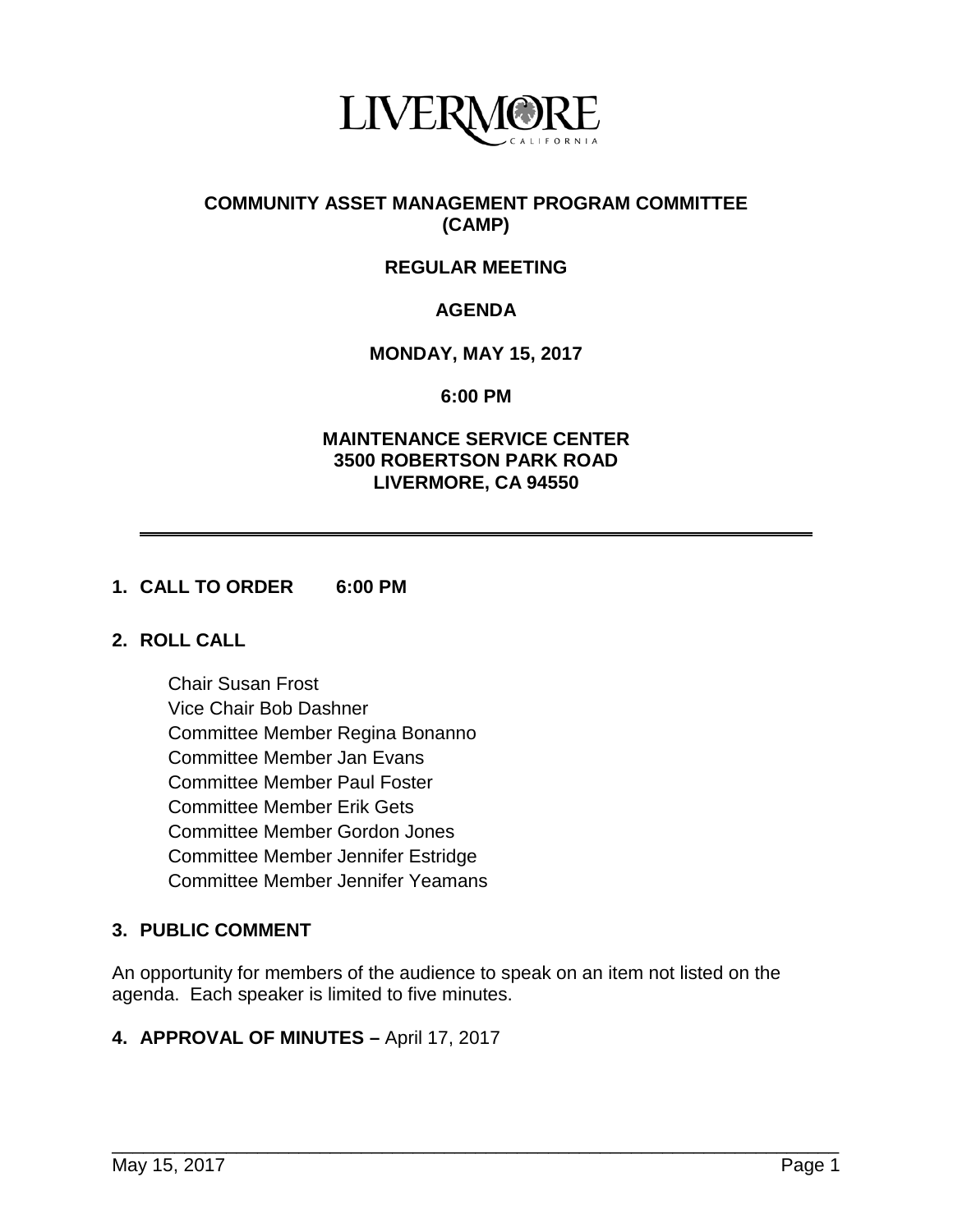LIVERMORE
CALIFORNIA

# COMMUNITY ASSET MANAGEMENT PROGRAM COMMITTEE (CAMP)

## REGULAR MEETING

## AGENDA

**MONDAY, MAY 15, 2017**

**6:00 PM**

**MAINTENANCE SERVICE CENTER**
**3500 ROBERTSON PARK ROAD**
**LIVERMORE, CA 94550**

---

### 1. CALL TO ORDER 6:00 PM

### 2. ROLL CALL

Chair Susan Frost
Vice Chair Bob Dashner
Committee Member Regina Bonanno
Committee Member Jan Evans
Committee Member Paul Foster
Committee Member Erik Gets
Committee Member Gordon Jones
Committee Member Jennifer Estridge
Committee Member Jennifer Yeamans

### 3. PUBLIC COMMENT

An opportunity for members of the audience to speak on an item not listed on the agenda. Each speaker is limited to five minutes.

### 4. APPROVAL OF MINUTES – April 17, 2017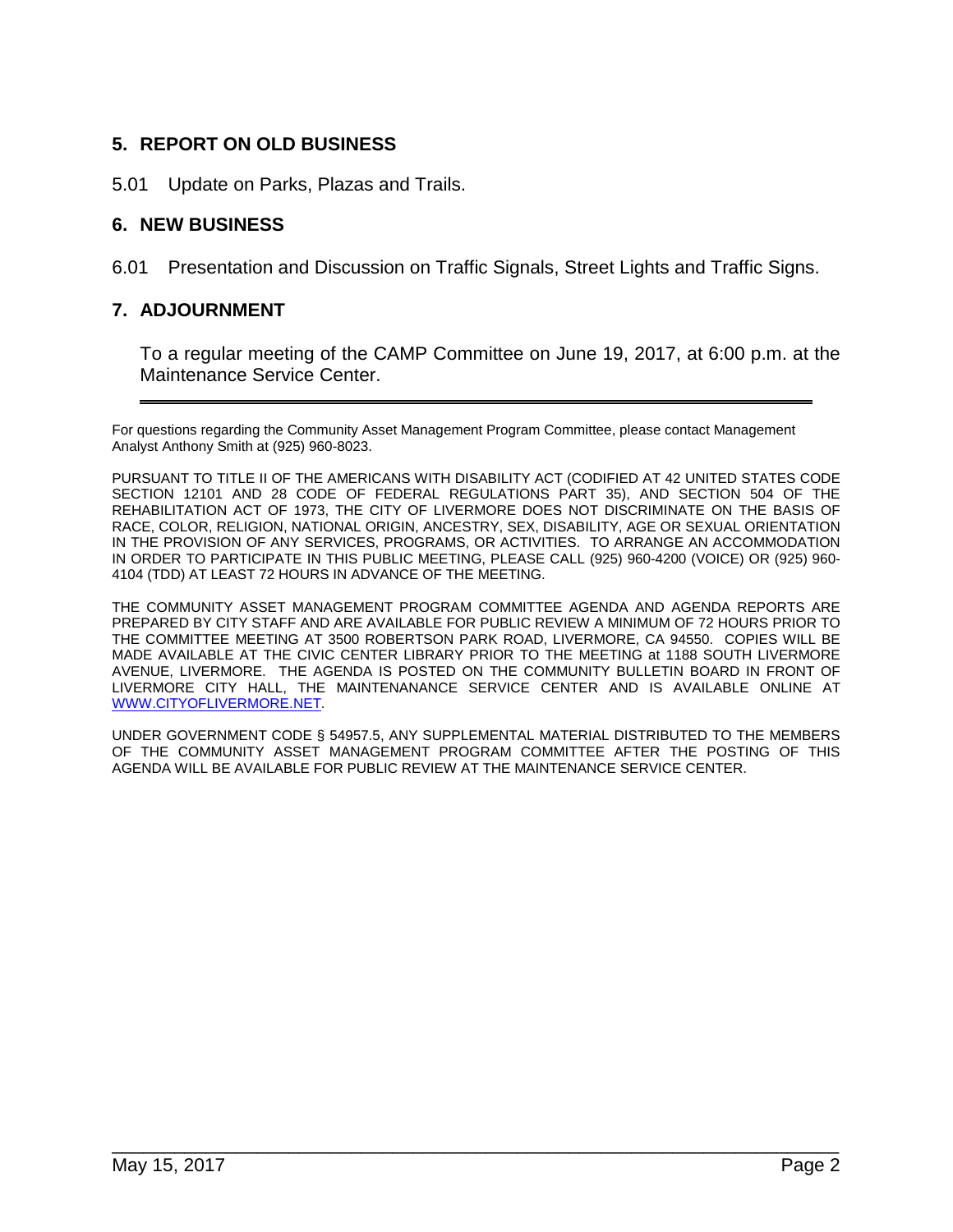## 5. REPORT ON OLD BUSINESS

5.01 Update on Parks, Plazas and Trails.

## 6. NEW BUSINESS

6.01 Presentation and Discussion on Traffic Signals, Street Lights and Traffic Signs.

## 7. ADJOURNMENT

To a regular meeting of the CAMP Committee on June 19, 2017, at 6:00 p.m. at the Maintenance Service Center.

---

For questions regarding the Community Asset Management Program Committee, please contact Management Analyst Anthony Smith at (925) 960-8023.

PURSUANT TO TITLE II OF THE AMERICANS WITH DISABILITY ACT (CODIFIED AT 42 UNITED STATES CODE SECTION 12101 AND 28 CODE OF FEDERAL REGULATIONS PART 35), AND SECTION 504 OF THE REHABILITATION ACT OF 1973, THE CITY OF LIVERMORE DOES NOT DISCRIMINATE ON THE BASIS OF RACE, COLOR, RELIGION, NATIONAL ORIGIN, ANCESTRY, SEX, DISABILITY, AGE OR SEXUAL ORIENTATION IN THE PROVISION OF ANY SERVICES, PROGRAMS, OR ACTIVITIES. TO ARRANGE AN ACCOMMODATION IN ORDER TO PARTICIPATE IN THIS PUBLIC MEETING, PLEASE CALL (925) 960-4200 (VOICE) OR (925) 960-4104 (TDD) AT LEAST 72 HOURS IN ADVANCE OF THE MEETING.

THE COMMUNITY ASSET MANAGEMENT PROGRAM COMMITTEE AGENDA AND AGENDA REPORTS ARE PREPARED BY CITY STAFF AND ARE AVAILABLE FOR PUBLIC REVIEW A MINIMUM OF 72 HOURS PRIOR TO THE COMMITTEE MEETING AT 3500 ROBERTSON PARK ROAD, LIVERMORE, CA 94550. COPIES WILL BE MADE AVAILABLE AT THE CIVIC CENTER LIBRARY PRIOR TO THE MEETING at 1188 SOUTH LIVERMORE AVENUE, LIVERMORE. THE AGENDA IS POSTED ON THE COMMUNITY BULLETIN BOARD IN FRONT OF LIVERMORE CITY HALL, THE MAINTENANANCE SERVICE CENTER AND IS AVAILABLE ONLINE AT WWW.CITYOFLIVERMORE.NET.

UNDER GOVERNMENT CODE § 54957.5, ANY SUPPLEMENTAL MATERIAL DISTRIBUTED TO THE MEMBERS OF THE COMMUNITY ASSET MANAGEMENT PROGRAM COMMITTEE AFTER THE POSTING OF THIS AGENDA WILL BE AVAILABLE FOR PUBLIC REVIEW AT THE MAINTENANCE SERVICE CENTER.